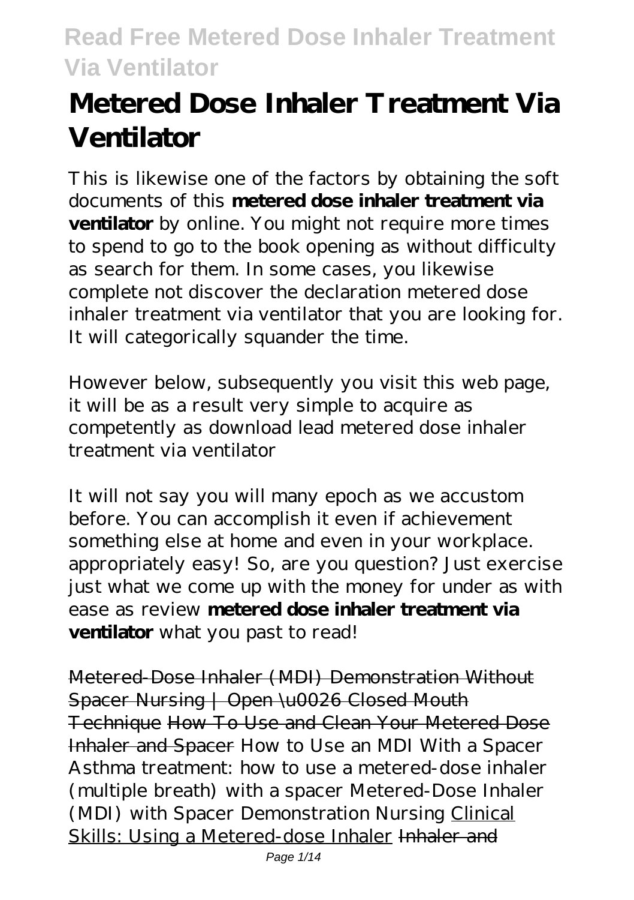# Metered Dose Inhaler Treatment Via Ventilator

This is likewise one of the factors by obtaining the soft documents of this **metered dose inhaler treatment via ventilator** by online. You might not require more times to spend to go to the book opening as without difficulty as search for them. In some cases, you likewise complete not discover the declaration metered dose inhaler treatment via ventilator that you are looking for. It will categorically squander the time.

However below, subsequently you visit this web page, it will be as a result very simple to acquire as competently as download lead metered dose inhaler treatment via ventilator

It will not say you will many epoch as we accustom before. You can accomplish it even if achievement something else at home and even in your workplace. appropriately easy! So, are you question? Just exercise just what we come up with the money for under as with ease as review **metered dose inhaler treatment via ventilator** what you past to read!

Metered-Dose Inhaler (MDI) Demonstration Without Spacer Nursing | Open \u0026 Closed Mouth Technique How To Use and Clean Your Metered Dose Inhaler and Spacer *How to Use an MDI With a Spacer Asthma treatment: how to use a metered-dose inhaler (multiple breath) with a spacer Metered-Dose Inhaler (MDI) with Spacer Demonstration Nursing* Clinical Skills: Using a Metered-dose Inhaler Inhaler and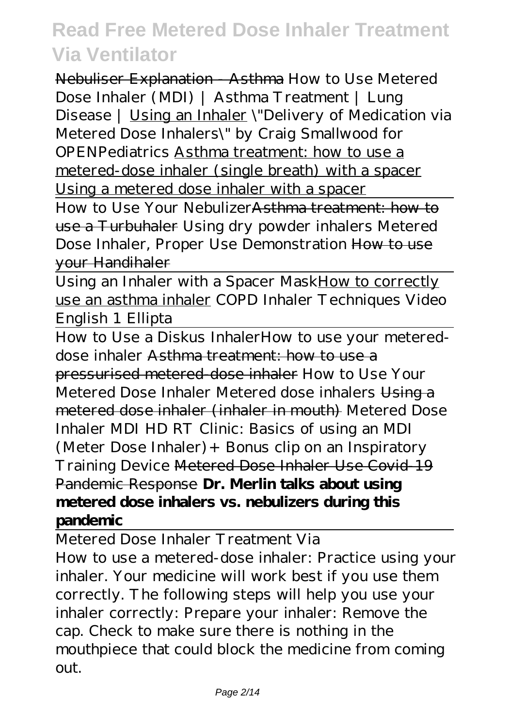Nebuliser Explanation - Asthma *How to Use Metered Dose Inhaler (MDI) | Asthma Treatment | Lung Disease |* Using an Inhaler *\"Delivery of Medication via Metered Dose Inhalers\" by Craig Smallwood for OPENPediatrics* Asthma treatment: how to use a metered-dose inhaler (single breath) with a spacer Using a metered dose inhaler with a spacer

How to Use Your NebulizerAsthma treatment: how to use a Turbuhaler *Using dry powder inhalers Metered Dose Inhaler, Proper Use Demonstration* How to use your Handihaler

Using an Inhaler with a Spacer MaskHow to correctly use an asthma inhaler *COPD Inhaler Techniques Video English 1 Ellipta*

How to Use a Diskus Inhaler*How to use your metered-dose inhaler* Asthma treatment: how to use a pressurised metered-dose inhaler *How to Use Your Metered Dose Inhaler Metered dose inhalers* Using a metered dose inhaler (inhaler in mouth) *Metered Dose Inhaler MDI HD RT Clinic: Basics of using an MDI (Meter Dose Inhaler)+ Bonus clip on an Inspiratory Training Device* Metered Dose Inhaler Use Covid-19 Pandemic Response **Dr. Merlin talks about using metered dose inhalers vs. nebulizers during this pandemic**

Metered Dose Inhaler Treatment Via

How to use a metered-dose inhaler: Practice using your inhaler. Your medicine will work best if you use them correctly. The following steps will help you use your inhaler correctly: Prepare your inhaler: Remove the cap. Check to make sure there is nothing in the mouthpiece that could block the medicine from coming out.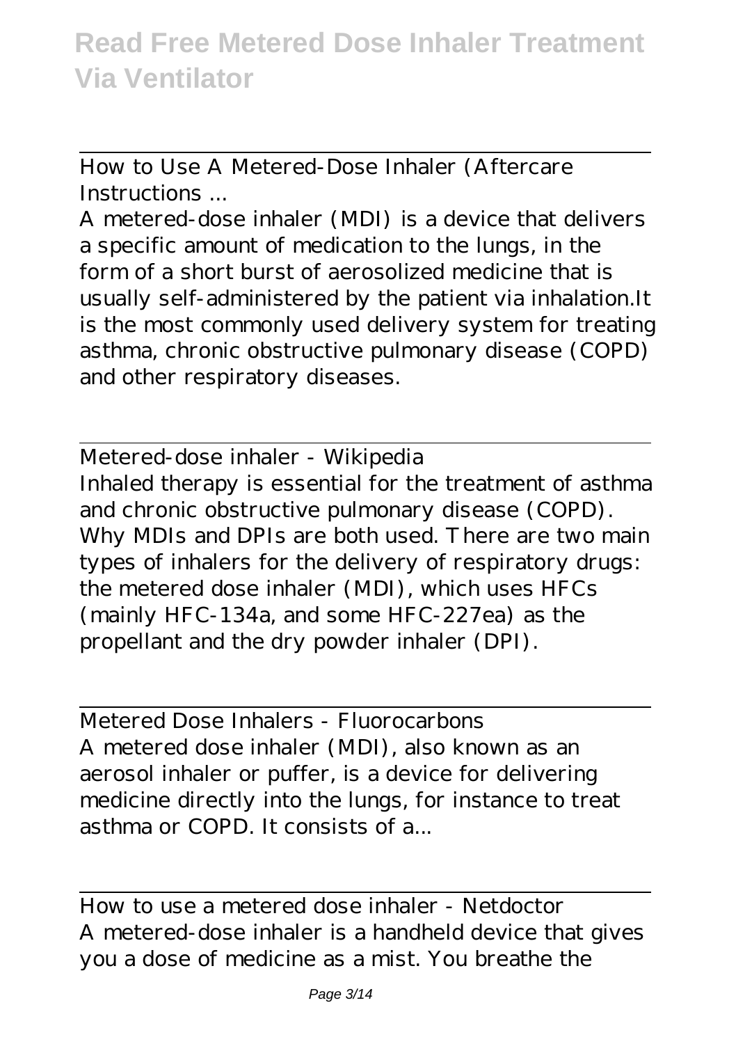How to Use A Metered-Dose Inhaler (Aftercare Instructions ...

A metered-dose inhaler (MDI) is a device that delivers a specific amount of medication to the lungs, in the form of a short burst of aerosolized medicine that is usually self-administered by the patient via inhalation.It is the most commonly used delivery system for treating asthma, chronic obstructive pulmonary disease (COPD) and other respiratory diseases.

Metered-dose inhaler - Wikipedia

Inhaled therapy is essential for the treatment of asthma and chronic obstructive pulmonary disease (COPD). Why MDIs and DPIs are both used. There are two main types of inhalers for the delivery of respiratory drugs: the metered dose inhaler (MDI), which uses HFCs (mainly HFC-134a, and some HFC-227ea) as the propellant and the dry powder inhaler (DPI).

Metered Dose Inhalers - Fluorocarbons

A metered dose inhaler (MDI), also known as an aerosol inhaler or puffer, is a device for delivering medicine directly into the lungs, for instance to treat asthma or COPD. It consists of a...

How to use a metered dose inhaler - Netdoctor

A metered-dose inhaler is a handheld device that gives you a dose of medicine as a mist. You breathe the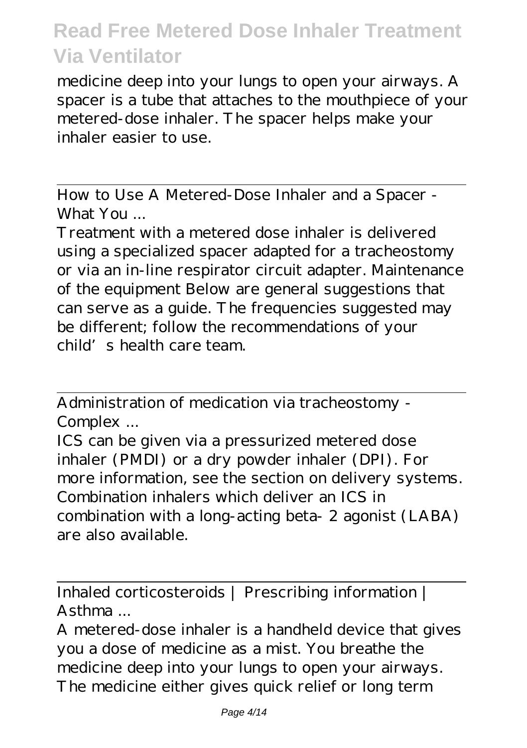medicine deep into your lungs to open your airways. A spacer is a tube that attaches to the mouthpiece of your metered-dose inhaler. The spacer helps make your inhaler easier to use.

How to Use A Metered-Dose Inhaler and a Spacer - What You ...

Treatment with a metered dose inhaler is delivered using a specialized spacer adapted for a tracheostomy or via an in-line respirator circuit adapter. Maintenance of the equipment Below are general suggestions that can serve as a guide. The frequencies suggested may be different; follow the recommendations of your child's health care team.

Administration of medication via tracheostomy - Complex ...

ICS can be given via a pressurized metered dose inhaler (PMDI) or a dry powder inhaler (DPI). For more information, see the section on delivery systems. Combination inhalers which deliver an ICS in combination with a long-acting beta- 2 agonist (LABA) are also available.

Inhaled corticosteroids | Prescribing information | Asthma ...

A metered-dose inhaler is a handheld device that gives you a dose of medicine as a mist. You breathe the medicine deep into your lungs to open your airways. The medicine either gives quick relief or long term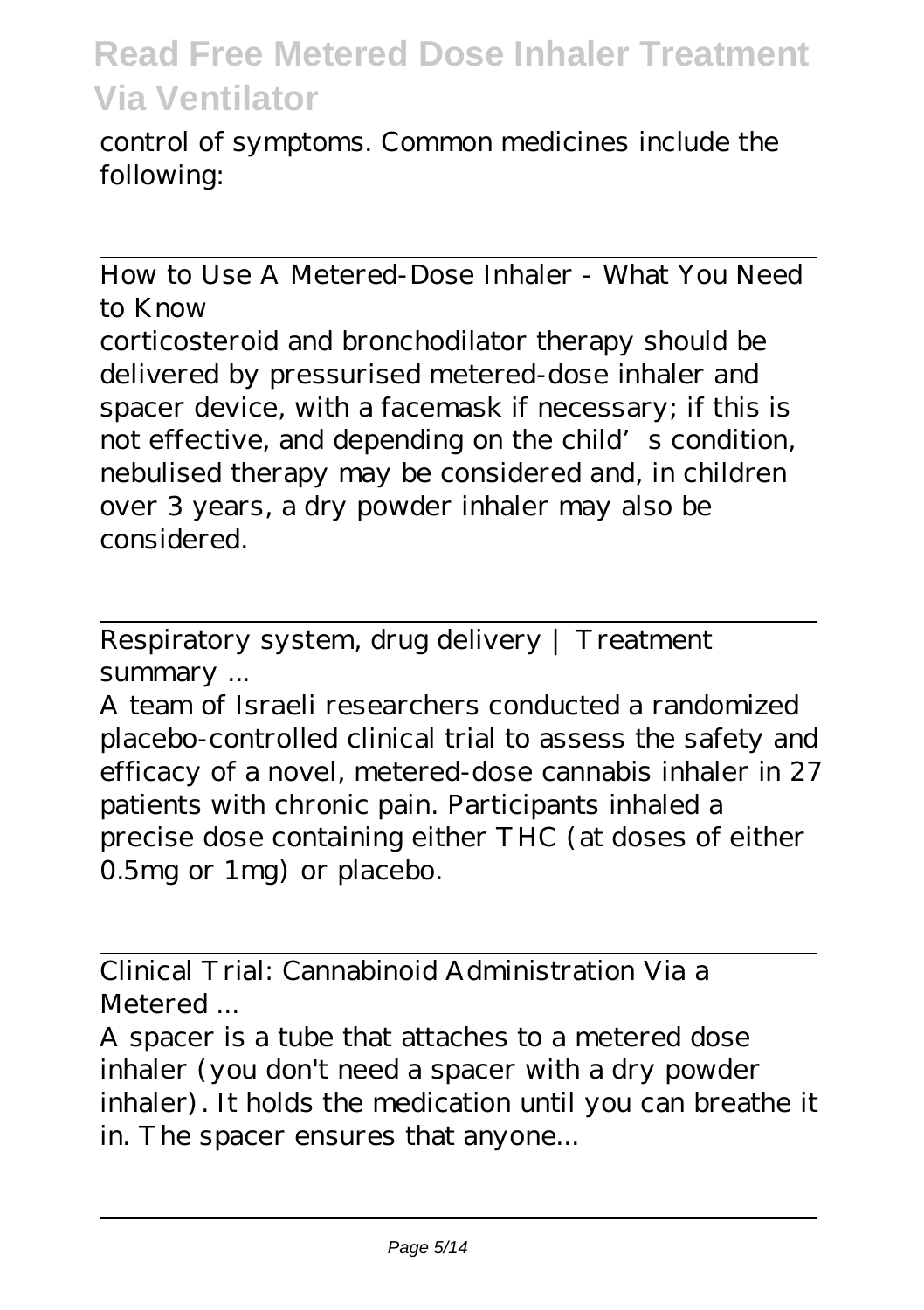control of symptoms. Common medicines include the following:

How to Use A Metered-Dose Inhaler - What You Need to Know

corticosteroid and bronchodilator therapy should be delivered by pressurised metered-dose inhaler and spacer device, with a facemask if necessary; if this is not effective, and depending on the child's condition, nebulised therapy may be considered and, in children over 3 years, a dry powder inhaler may also be considered.

Respiratory system, drug delivery | Treatment summary ...

A team of Israeli researchers conducted a randomized placebo-controlled clinical trial to assess the safety and efficacy of a novel, metered-dose cannabis inhaler in 27 patients with chronic pain. Participants inhaled a precise dose containing either THC (at doses of either 0.5mg or 1mg) or placebo.

Clinical Trial: Cannabinoid Administration Via a Metered ...

A spacer is a tube that attaches to a metered dose inhaler (you don't need a spacer with a dry powder inhaler). It holds the medication until you can breathe it in. The spacer ensures that anyone...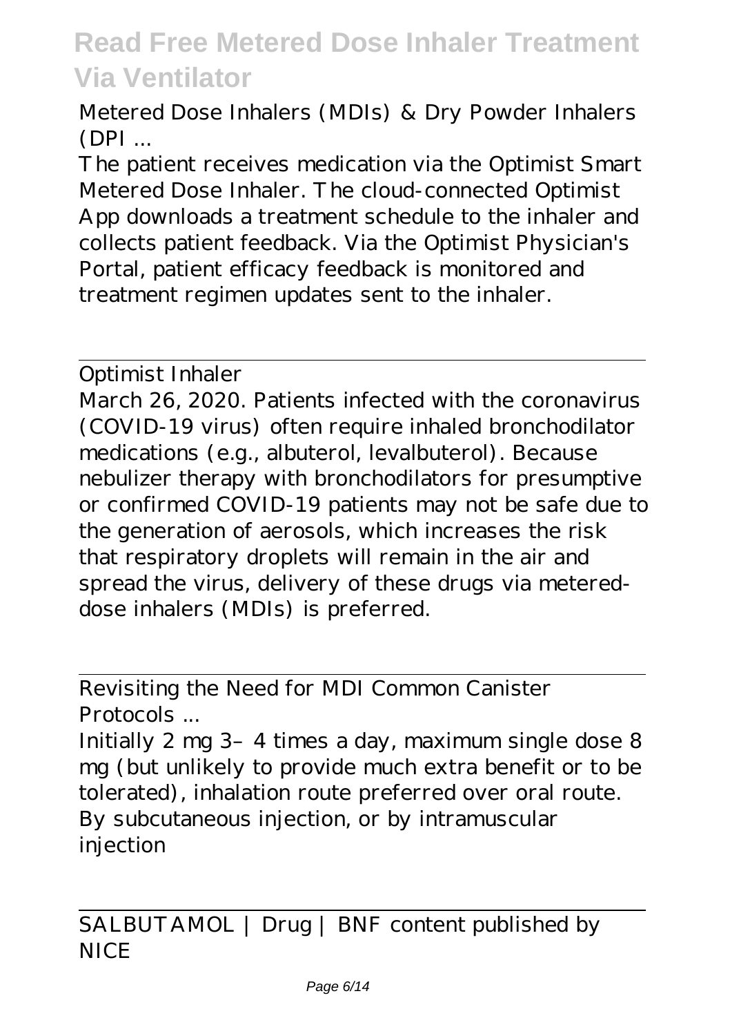Metered Dose Inhalers (MDIs) & Dry Powder Inhalers (DPI ...

The patient receives medication via the Optimist Smart Metered Dose Inhaler. The cloud-connected Optimist App downloads a treatment schedule to the inhaler and collects patient feedback. Via the Optimist Physician's Portal, patient efficacy feedback is monitored and treatment regimen updates sent to the inhaler.

---

Optimist Inhaler

March 26, 2020. Patients infected with the coronavirus (COVID-19 virus) often require inhaled bronchodilator medications (e.g., albuterol, levalbuterol). Because nebulizer therapy with bronchodilators for presumptive or confirmed COVID-19 patients may not be safe due to the generation of aerosols, which increases the risk that respiratory droplets will remain in the air and spread the virus, delivery of these drugs via metered-dose inhalers (MDIs) is preferred.

---

Revisiting the Need for MDI Common Canister Protocols ...

Initially 2 mg 3–4 times a day, maximum single dose 8 mg (but unlikely to provide much extra benefit or to be tolerated), inhalation route preferred over oral route. By subcutaneous injection, or by intramuscular injection

---

SALBUTAMOL | Drug | BNF content published by NICE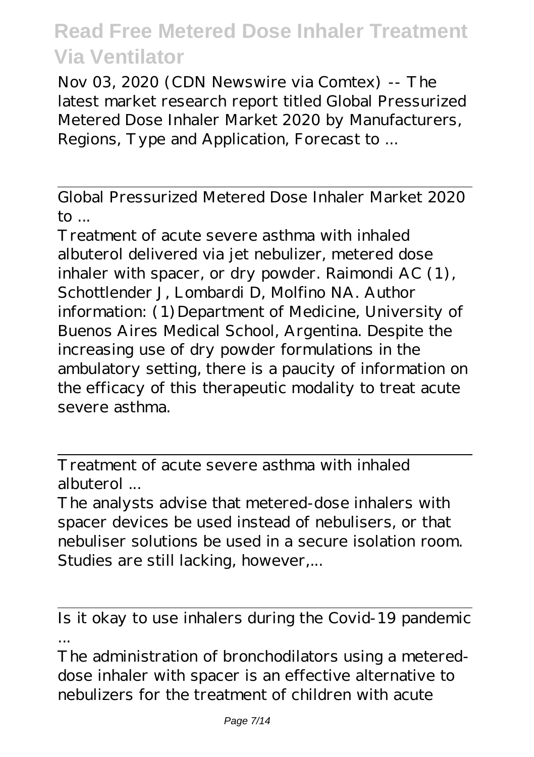Nov 03, 2020 (CDN Newswire via Comtex) -- The latest market research report titled Global Pressurized Metered Dose Inhaler Market 2020 by Manufacturers, Regions, Type and Application, Forecast to ...

## Global Pressurized Metered Dose Inhaler Market 2020 to ...

Treatment of acute severe asthma with inhaled albuterol delivered via jet nebulizer, metered dose inhaler with spacer, or dry powder. Raimondi AC (1), Schottlender J, Lombardi D, Molfino NA. Author information: (1) Department of Medicine, University of Buenos Aires Medical School, Argentina. Despite the increasing use of dry powder formulations in the ambulatory setting, there is a paucity of information on the efficacy of this therapeutic modality to treat acute severe asthma.

## Treatment of acute severe asthma with inhaled albuterol ...

The analysts advise that metered-dose inhalers with spacer devices be used instead of nebulisers, or that nebuliser solutions be used in a secure isolation room. Studies are still lacking, however,...

## Is it okay to use inhalers during the Covid-19 pandemic ...

The administration of bronchodilators using a metered-dose inhaler with spacer is an effective alternative to nebulizers for the treatment of children with acute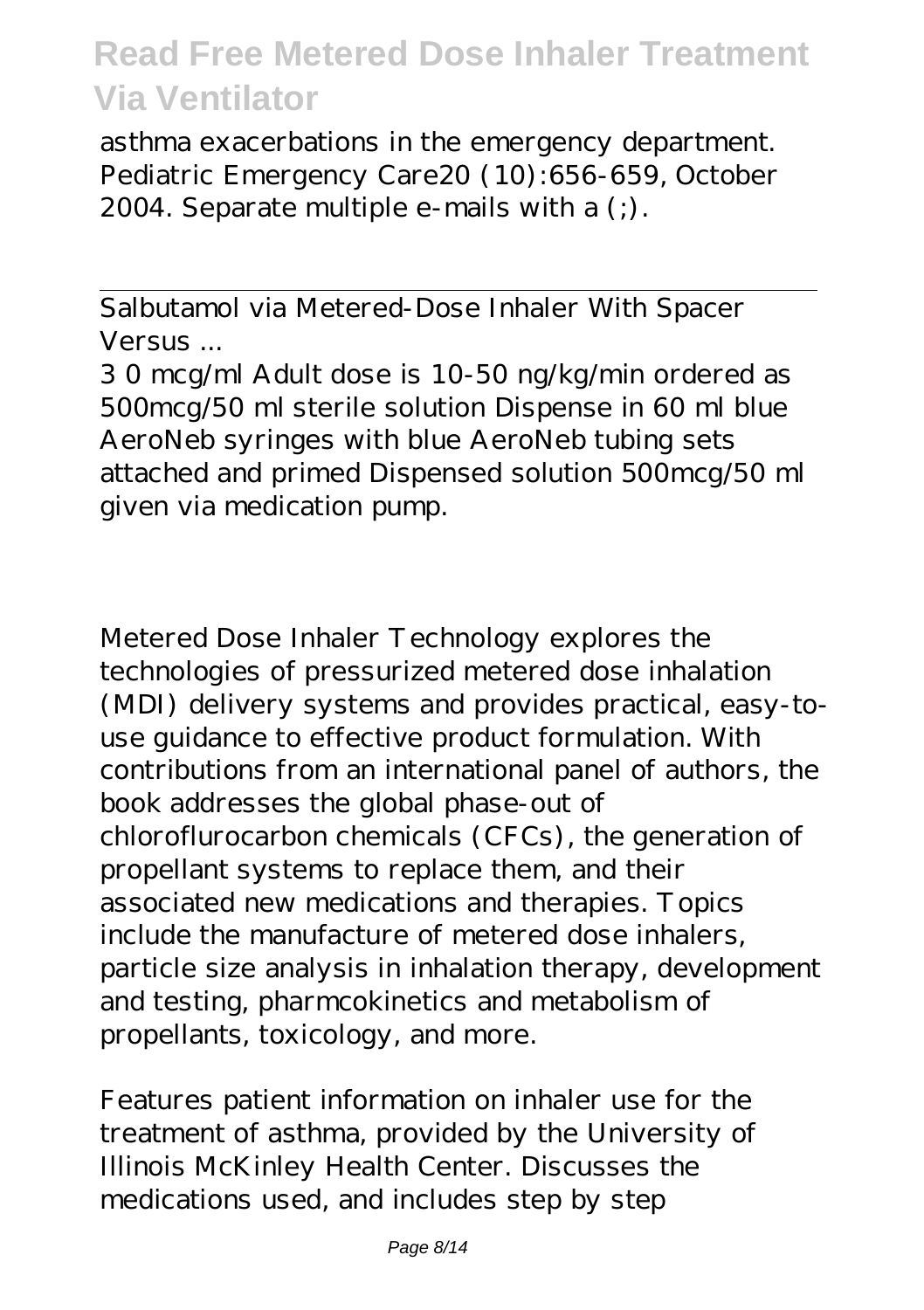asthma exacerbations in the emergency department. Pediatric Emergency Care20 (10):656-659, October 2004. Separate multiple e-mails with a (;).

Salbutamol via Metered-Dose Inhaler With Spacer Versus ...

3 0 mcg/ml Adult dose is 10-50 ng/kg/min ordered as 500mcg/50 ml sterile solution Dispense in 60 ml blue AeroNeb syringes with blue AeroNeb tubing sets attached and primed Dispensed solution 500mcg/50 ml given via medication pump.

Metered Dose Inhaler Technology explores the technologies of pressurized metered dose inhalation (MDI) delivery systems and provides practical, easy-to-use guidance to effective product formulation. With contributions from an international panel of authors, the book addresses the global phase-out of chloroflurocarbon chemicals (CFCs), the generation of propellant systems to replace them, and their associated new medications and therapies. Topics include the manufacture of metered dose inhalers, particle size analysis in inhalation therapy, development and testing, pharmcokinetics and metabolism of propellants, toxicology, and more.

Features patient information on inhaler use for the treatment of asthma, provided by the University of Illinois McKinley Health Center. Discusses the medications used, and includes step by step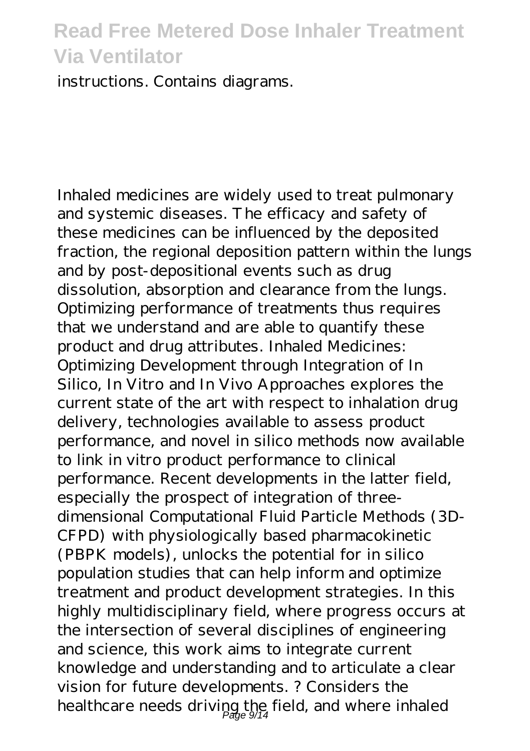instructions. Contains diagrams.

Inhaled medicines are widely used to treat pulmonary and systemic diseases. The efficacy and safety of these medicines can be influenced by the deposited fraction, the regional deposition pattern within the lungs and by post-depositional events such as drug dissolution, absorption and clearance from the lungs. Optimizing performance of treatments thus requires that we understand and are able to quantify these product and drug attributes. Inhaled Medicines: Optimizing Development through Integration of In Silico, In Vitro and In Vivo Approaches explores the current state of the art with respect to inhalation drug delivery, technologies available to assess product performance, and novel in silico methods now available to link in vitro product performance to clinical performance. Recent developments in the latter field, especially the prospect of integration of three-dimensional Computational Fluid Particle Methods (3D-CFPD) with physiologically based pharmacokinetic (PBPK models), unlocks the potential for in silico population studies that can help inform and optimize treatment and product development strategies. In this highly multidisciplinary field, where progress occurs at the intersection of several disciplines of engineering and science, this work aims to integrate current knowledge and understanding and to articulate a clear vision for future developments. ? Considers the healthcare needs driving the field, and where inhaled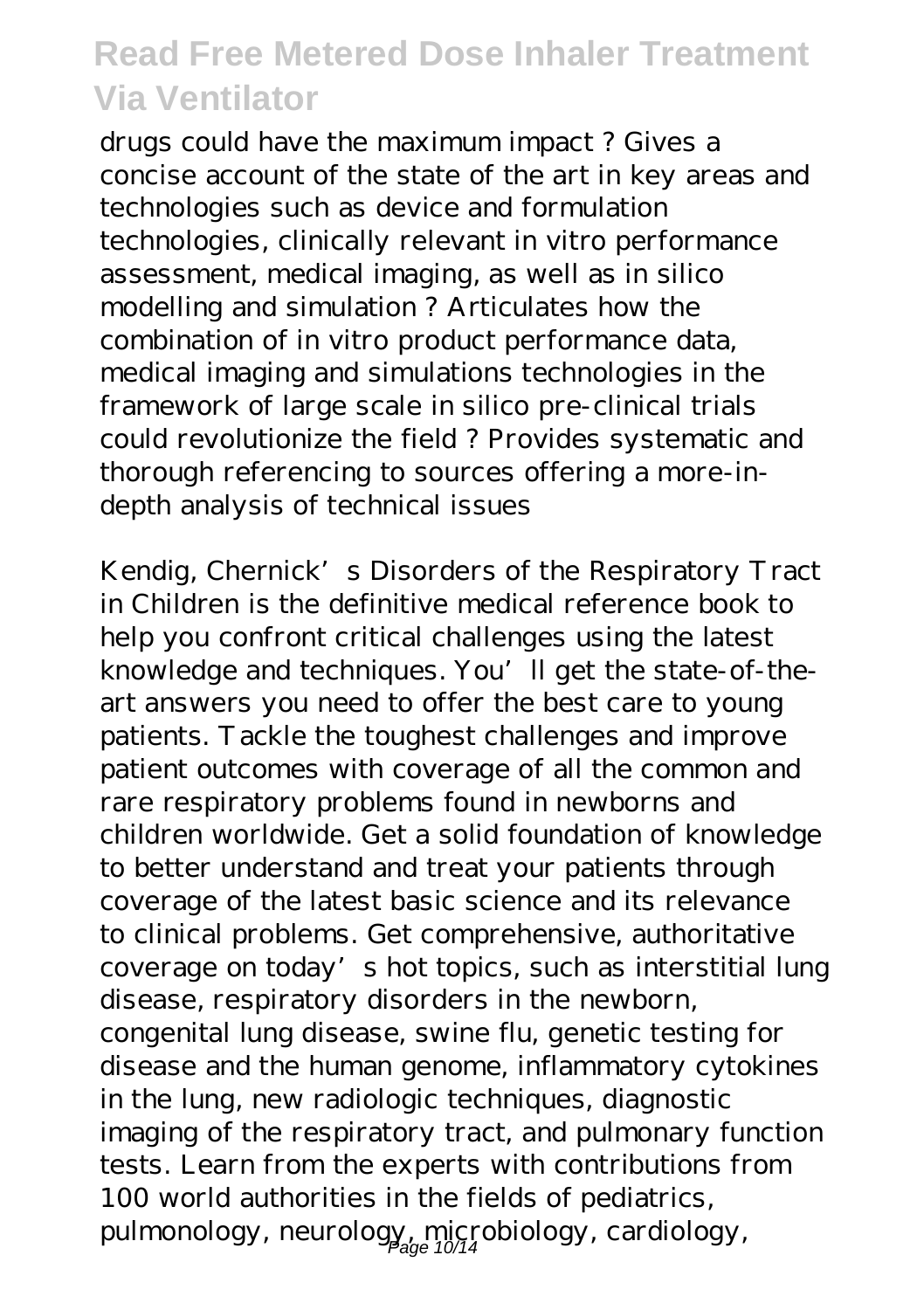drugs could have the maximum impact ? Gives a concise account of the state of the art in key areas and technologies such as device and formulation technologies, clinically relevant in vitro performance assessment, medical imaging, as well as in silico modelling and simulation ? Articulates how the combination of in vitro product performance data, medical imaging and simulations technologies in the framework of large scale in silico pre-clinical trials could revolutionize the field ? Provides systematic and thorough referencing to sources offering a more-in-depth analysis of technical issues

Kendig, Chernick's Disorders of the Respiratory Tract in Children is the definitive medical reference book to help you confront critical challenges using the latest knowledge and techniques. You'll get the state-of-the-art answers you need to offer the best care to young patients. Tackle the toughest challenges and improve patient outcomes with coverage of all the common and rare respiratory problems found in newborns and children worldwide. Get a solid foundation of knowledge to better understand and treat your patients through coverage of the latest basic science and its relevance to clinical problems. Get comprehensive, authoritative coverage on today's hot topics, such as interstitial lung disease, respiratory disorders in the newborn, congenital lung disease, swine flu, genetic testing for disease and the human genome, inflammatory cytokines in the lung, new radiologic techniques, diagnostic imaging of the respiratory tract, and pulmonary function tests. Learn from the experts with contributions from 100 world authorities in the fields of pediatrics, pulmonology, neurology, microbiology, cardiology,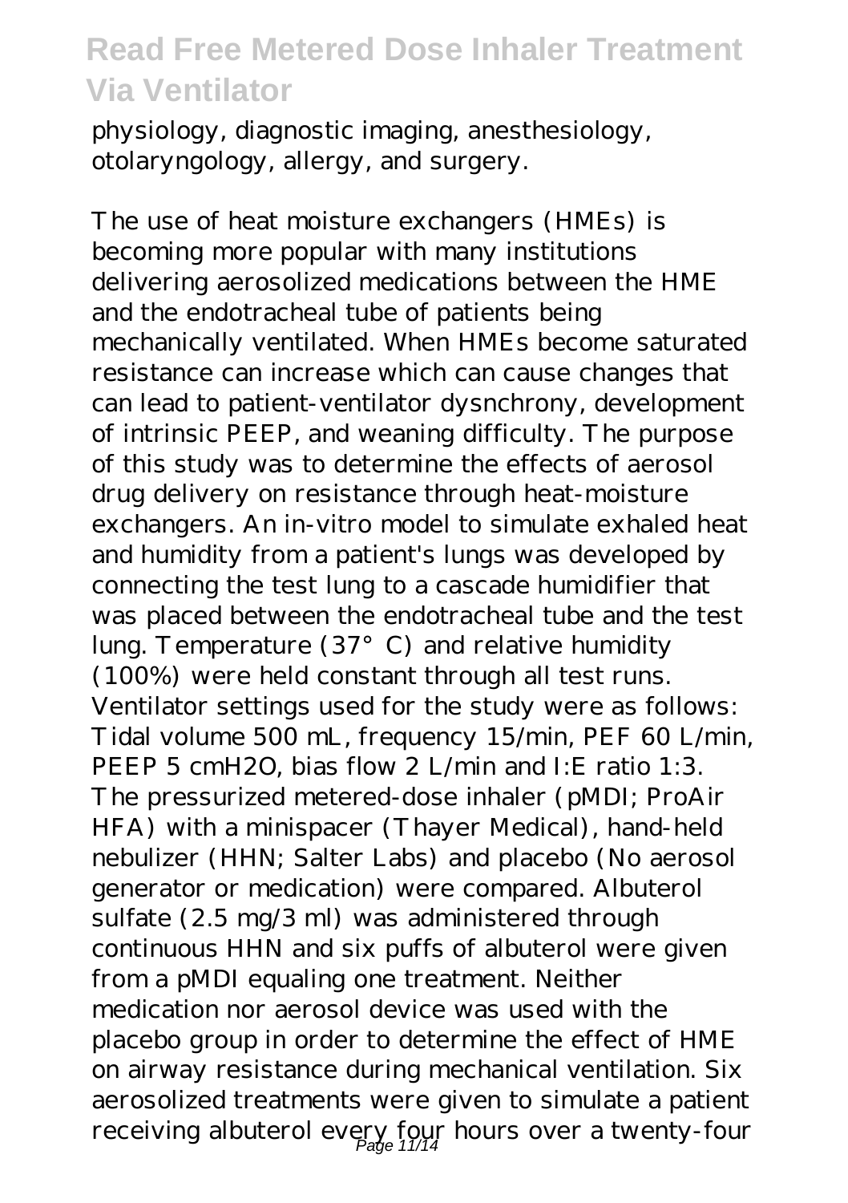physiology, diagnostic imaging, anesthesiology, otolaryngology, allergy, and surgery.

The use of heat moisture exchangers (HMEs) is becoming more popular with many institutions delivering aerosolized medications between the HME and the endotracheal tube of patients being mechanically ventilated. When HMEs become saturated resistance can increase which can cause changes that can lead to patient-ventilator dysnchrony, development of intrinsic PEEP, and weaning difficulty. The purpose of this study was to determine the effects of aerosol drug delivery on resistance through heat-moisture exchangers. An in-vitro model to simulate exhaled heat and humidity from a patient's lungs was developed by connecting the test lung to a cascade humidifier that was placed between the endotracheal tube and the test lung. Temperature (37° C) and relative humidity (100%) were held constant through all test runs. Ventilator settings used for the study were as follows: Tidal volume 500 mL, frequency 15/min, PEF 60 L/min, PEEP 5 cmH2O, bias flow 2 L/min and I:E ratio 1:3. The pressurized metered-dose inhaler (pMDI; ProAir HFA) with a minispacer (Thayer Medical), hand-held nebulizer (HHN; Salter Labs) and placebo (No aerosol generator or medication) were compared. Albuterol sulfate (2.5 mg/3 ml) was administered through continuous HHN and six puffs of albuterol were given from a pMDI equaling one treatment. Neither medication nor aerosol device was used with the placebo group in order to determine the effect of HME on airway resistance during mechanical ventilation. Six aerosolized treatments were given to simulate a patient receiving albuterol every four hours over a twenty-four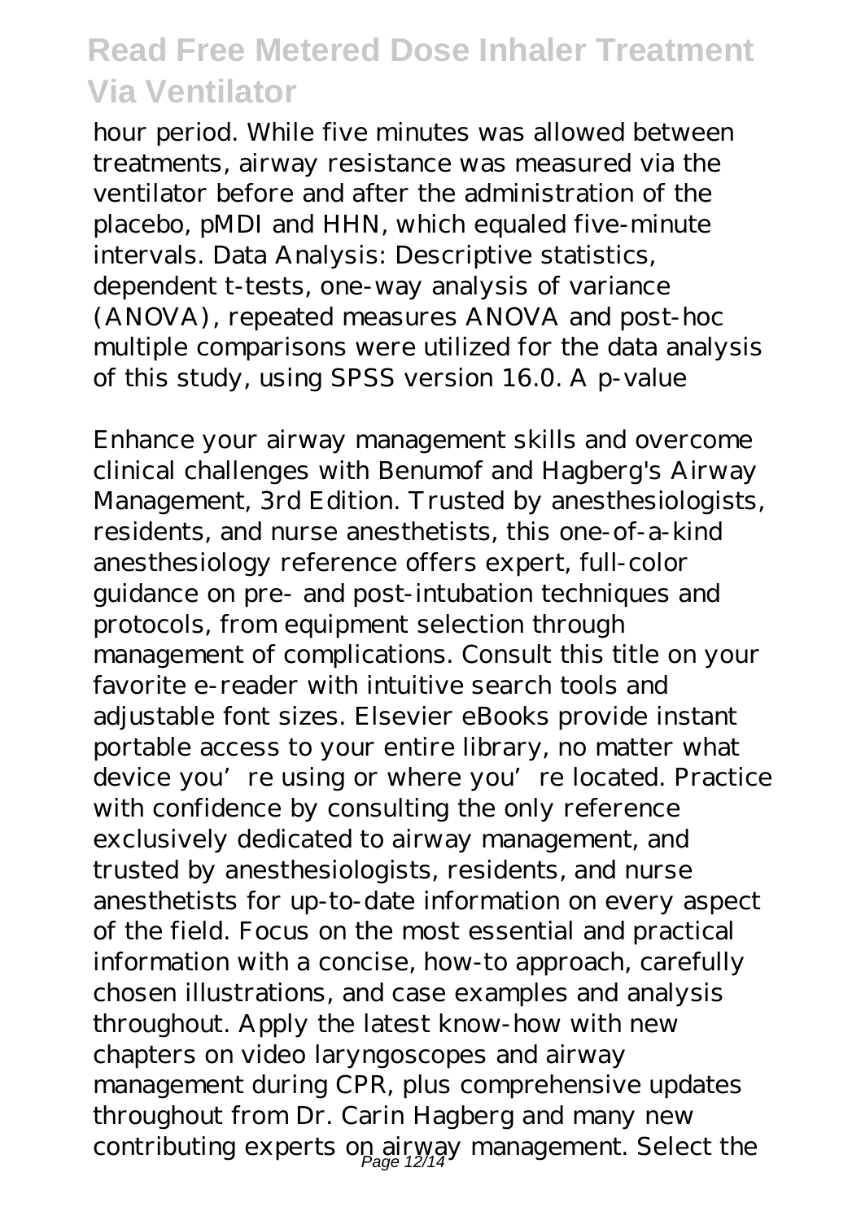hour period. While five minutes was allowed between treatments, airway resistance was measured via the ventilator before and after the administration of the placebo, pMDI and HHN, which equaled five-minute intervals. Data Analysis: Descriptive statistics, dependent t-tests, one-way analysis of variance (ANOVA), repeated measures ANOVA and post-hoc multiple comparisons were utilized for the data analysis of this study, using SPSS version 16.0. A p-value

Enhance your airway management skills and overcome clinical challenges with Benumof and Hagberg's Airway Management, 3rd Edition. Trusted by anesthesiologists, residents, and nurse anesthetists, this one-of-a-kind anesthesiology reference offers expert, full-color guidance on pre- and post-intubation techniques and protocols, from equipment selection through management of complications. Consult this title on your favorite e-reader with intuitive search tools and adjustable font sizes. Elsevier eBooks provide instant portable access to your entire library, no matter what device you're using or where you're located. Practice with confidence by consulting the only reference exclusively dedicated to airway management, and trusted by anesthesiologists, residents, and nurse anesthetists for up-to-date information on every aspect of the field. Focus on the most essential and practical information with a concise, how-to approach, carefully chosen illustrations, and case examples and analysis throughout. Apply the latest know-how with new chapters on video laryngoscopes and airway management during CPR, plus comprehensive updates throughout from Dr. Carin Hagberg and many new contributing experts on airway management. Select the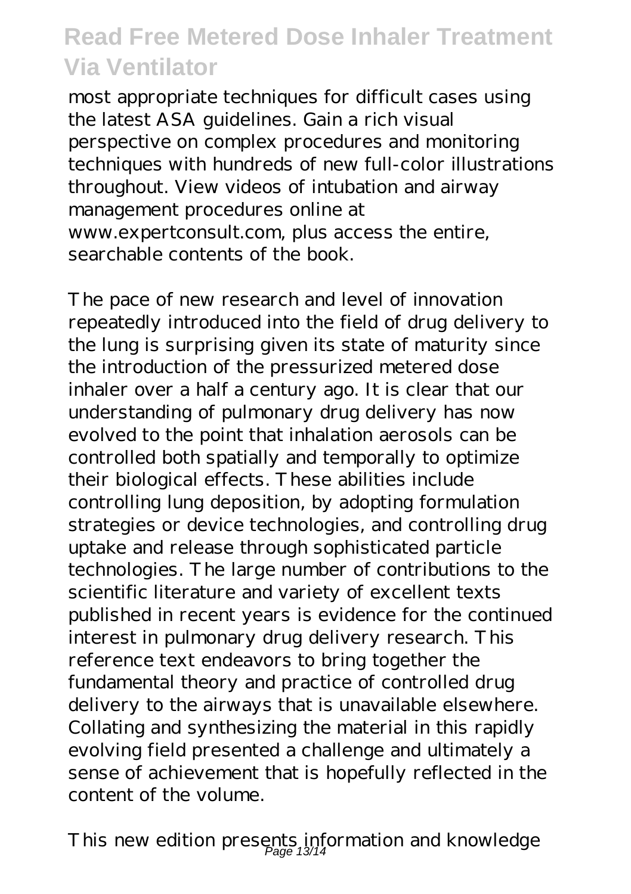most appropriate techniques for difficult cases using the latest ASA guidelines. Gain a rich visual perspective on complex procedures and monitoring techniques with hundreds of new full-color illustrations throughout. View videos of intubation and airway management procedures online at www.expertconsult.com, plus access the entire, searchable contents of the book.

The pace of new research and level of innovation repeatedly introduced into the field of drug delivery to the lung is surprising given its state of maturity since the introduction of the pressurized metered dose inhaler over a half a century ago. It is clear that our understanding of pulmonary drug delivery has now evolved to the point that inhalation aerosols can be controlled both spatially and temporally to optimize their biological effects. These abilities include controlling lung deposition, by adopting formulation strategies or device technologies, and controlling drug uptake and release through sophisticated particle technologies. The large number of contributions to the scientific literature and variety of excellent texts published in recent years is evidence for the continued interest in pulmonary drug delivery research. This reference text endeavors to bring together the fundamental theory and practice of controlled drug delivery to the airways that is unavailable elsewhere. Collating and synthesizing the material in this rapidly evolving field presented a challenge and ultimately a sense of achievement that is hopefully reflected in the content of the volume.

This new edition presents information and knowledge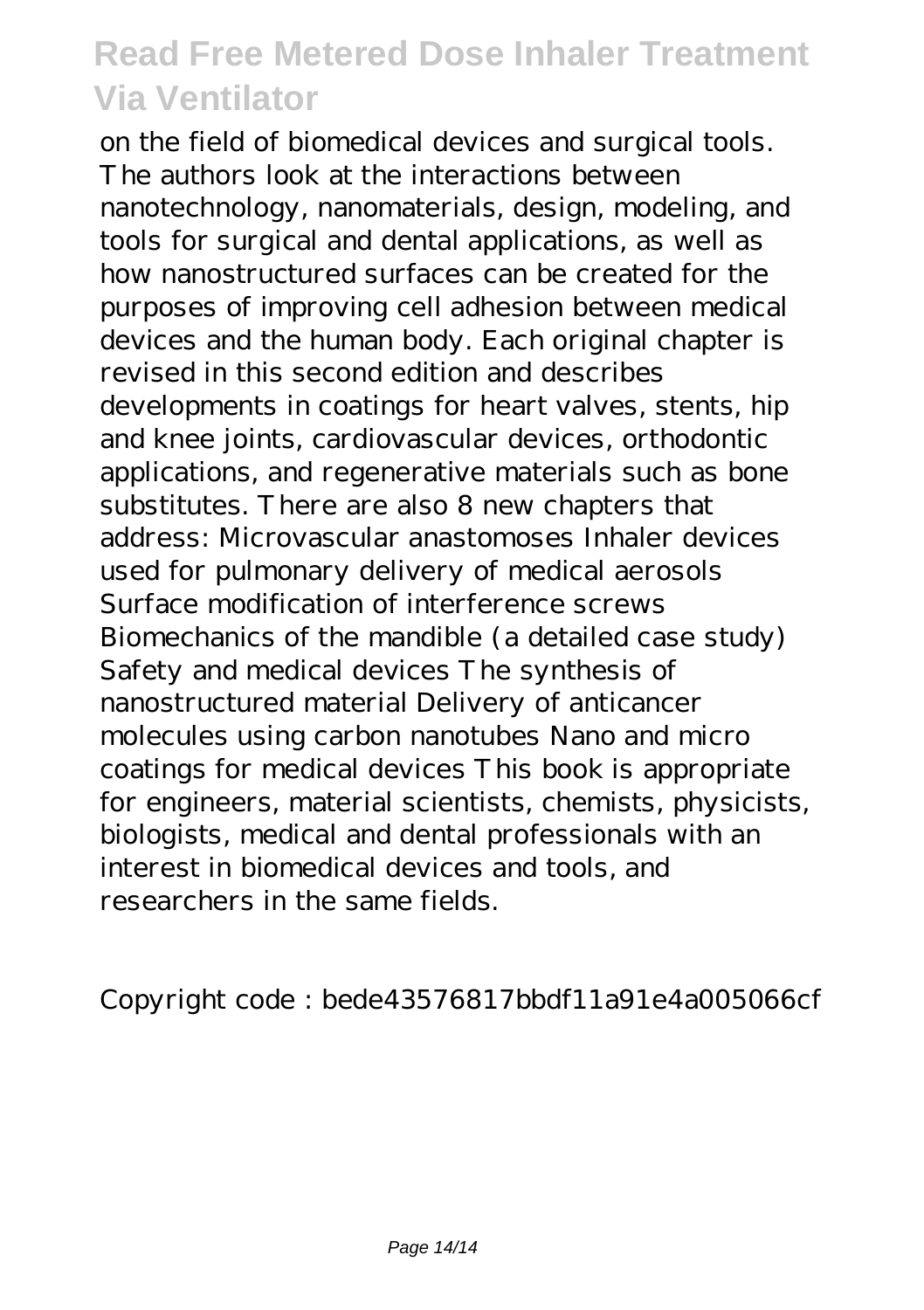on the field of biomedical devices and surgical tools. The authors look at the interactions between nanotechnology, nanomaterials, design, modeling, and tools for surgical and dental applications, as well as how nanostructured surfaces can be created for the purposes of improving cell adhesion between medical devices and the human body. Each original chapter is revised in this second edition and describes developments in coatings for heart valves, stents, hip and knee joints, cardiovascular devices, orthodontic applications, and regenerative materials such as bone substitutes. There are also 8 new chapters that address: Microvascular anastomoses Inhaler devices used for pulmonary delivery of medical aerosols Surface modification of interference screws Biomechanics of the mandible (a detailed case study) Safety and medical devices The synthesis of nanostructured material Delivery of anticancer molecules using carbon nanotubes Nano and micro coatings for medical devices This book is appropriate for engineers, material scientists, chemists, physicists, biologists, medical and dental professionals with an interest in biomedical devices and tools, and researchers in the same fields.

Copyright code : bede43576817bbdf11a91e4a005066cf